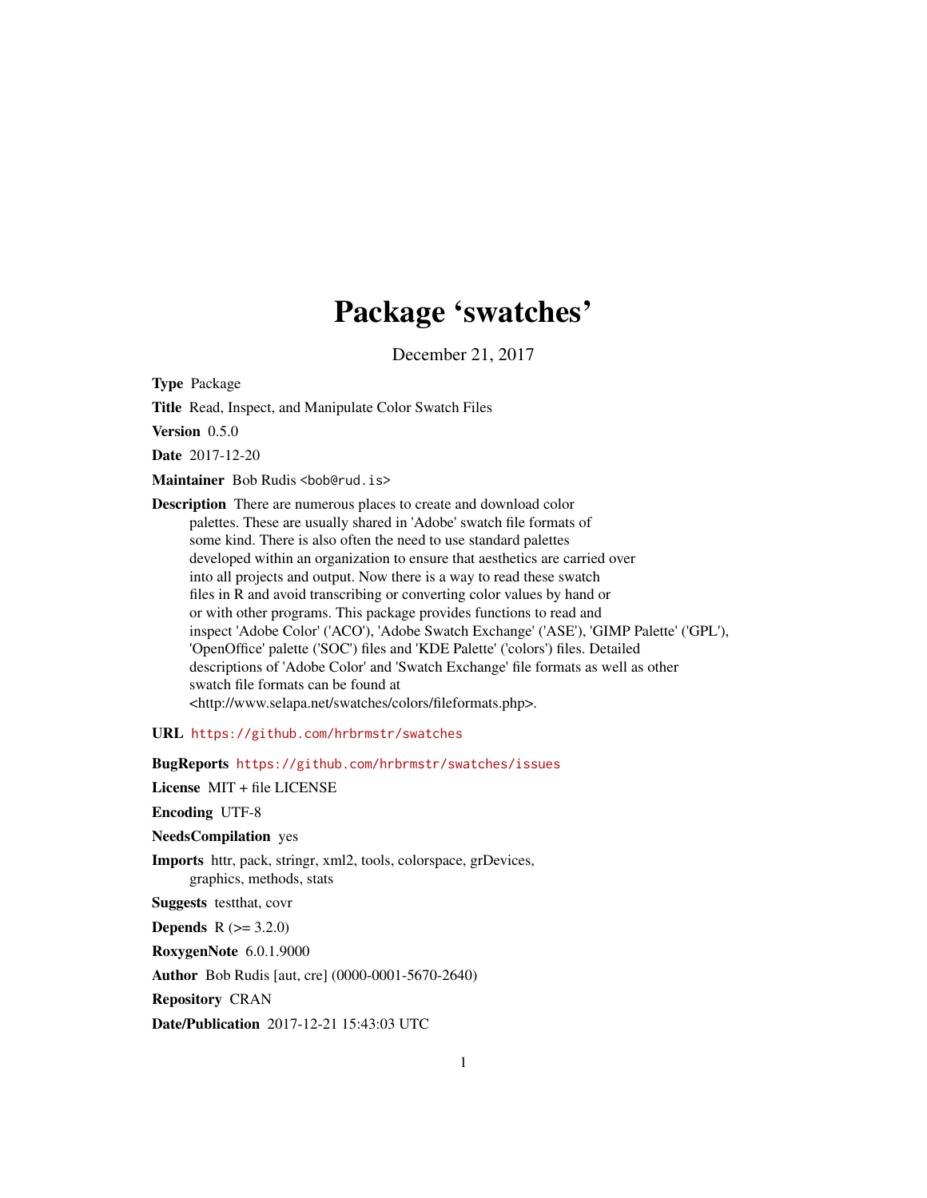# Package 'swatches'

December 21, 2017

**Type** Package

**Title** Read, Inspect, and Manipulate Color Swatch Files

**Version** 0.5.0

**Date** 2017-12-20

**Maintainer** Bob Rudis <bob@rud.is>

**Description** There are numerous places to create and download color palettes. These are usually shared in 'Adobe' swatch file formats of some kind. There is also often the need to use standard palettes developed within an organization to ensure that aesthetics are carried over into all projects and output. Now there is a way to read these swatch files in R and avoid transcribing or converting color values by hand or or with other programs. This package provides functions to read and inspect 'Adobe Color' ('ACO'), 'Adobe Swatch Exchange' ('ASE'), 'GIMP Palette' ('GPL'), 'OpenOffice' palette ('SOC') files and 'KDE Palette' ('colors') files. Detailed descriptions of 'Adobe Color' and 'Swatch Exchange' file formats as well as other swatch file formats can be found at <http://www.selapa.net/swatches/colors/fileformats.php>.

**URL** https://github.com/hrbrmstr/swatches

**BugReports** https://github.com/hrbrmstr/swatches/issues

**License** MIT + file LICENSE

**Encoding** UTF-8

**NeedsCompilation** yes

**Imports** httr, pack, stringr, xml2, tools, colorspace, grDevices, graphics, methods, stats

**Suggests** testthat, covr

**Depends** R (>= 3.2.0)

**RoxygenNote** 6.0.1.9000

**Author** Bob Rudis [aut, cre] (0000-0001-5670-2640)

**Repository** CRAN

**Date/Publication** 2017-12-21 15:43:03 UTC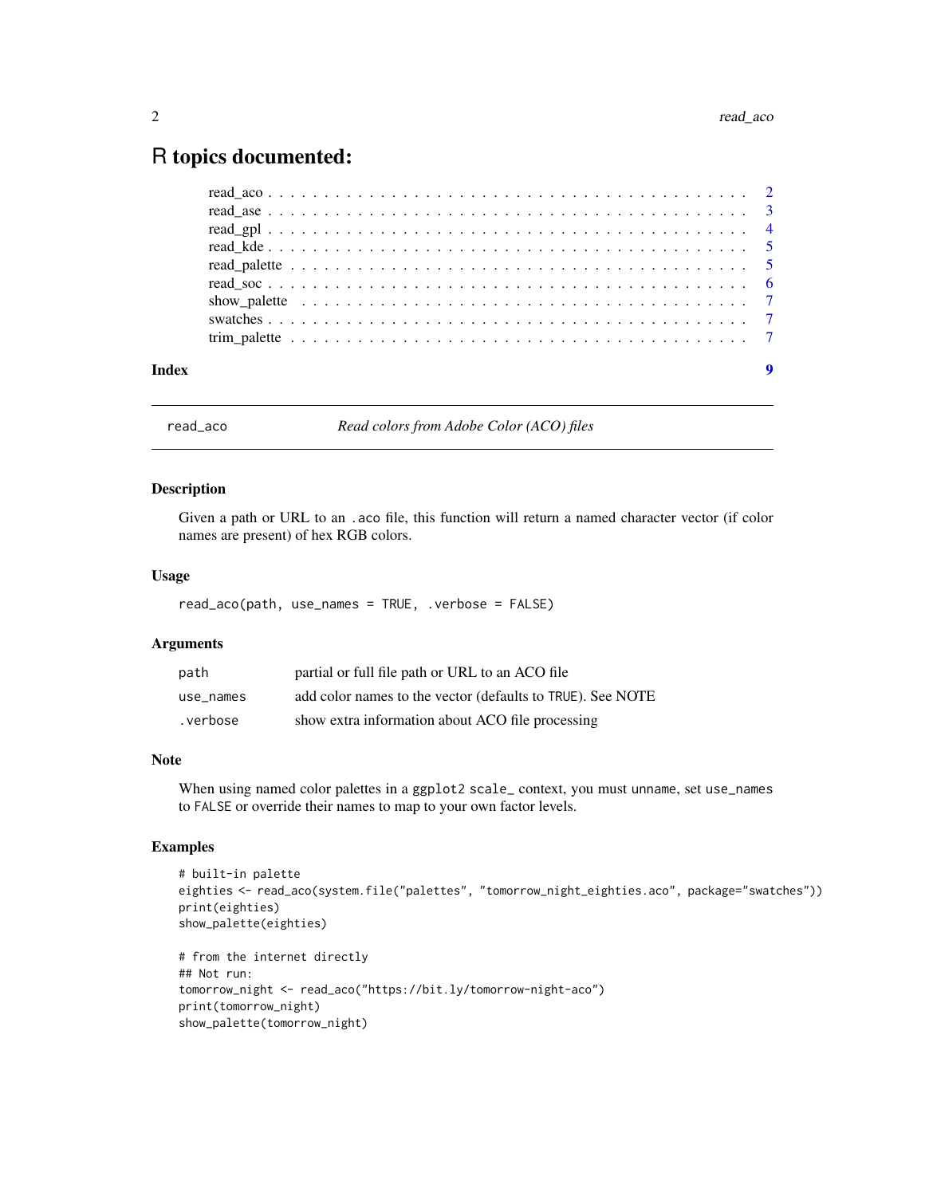# R topics documented:

| | |
|---|---|
| read_aco | 2 |
| read_ase | 3 |
| read_gpl | 4 |
| read_kde | 5 |
| read_palette | 5 |
| read_soc | 6 |
| show_palette | 7 |
| swatches | 7 |
| trim_palette | 7 |
| **Index** | **9** |

---

## read_aco — *Read colors from Adobe Color (ACO) files*

### Description

Given a path or URL to an `.aco` file, this function will return a named character vector (if color names are present) of hex RGB colors.

### Usage

```
read_aco(path, use_names = TRUE, .verbose = FALSE)
```

### Arguments

| | |
|---|---|
| `path` | partial or full file path or URL to an ACO file |
| `use_names` | add color names to the vector (defaults to `TRUE`). See NOTE |
| `.verbose` | show extra information about ACO file processing |

### Note

When using named color palettes in a `ggplot2` `scale_` context, you must `unname`, set `use_names` to `FALSE` or override their names to map to your own factor levels.

### Examples

```
# built-in palette
eighties <- read_aco(system.file("palettes", "tomorrow_night_eighties.aco", package="swatches"))
print(eighties)
show_palette(eighties)

# from the internet directly
## Not run:
tomorrow_night <- read_aco("https://bit.ly/tomorrow-night-aco")
print(tomorrow_night)
show_palette(tomorrow_night)
```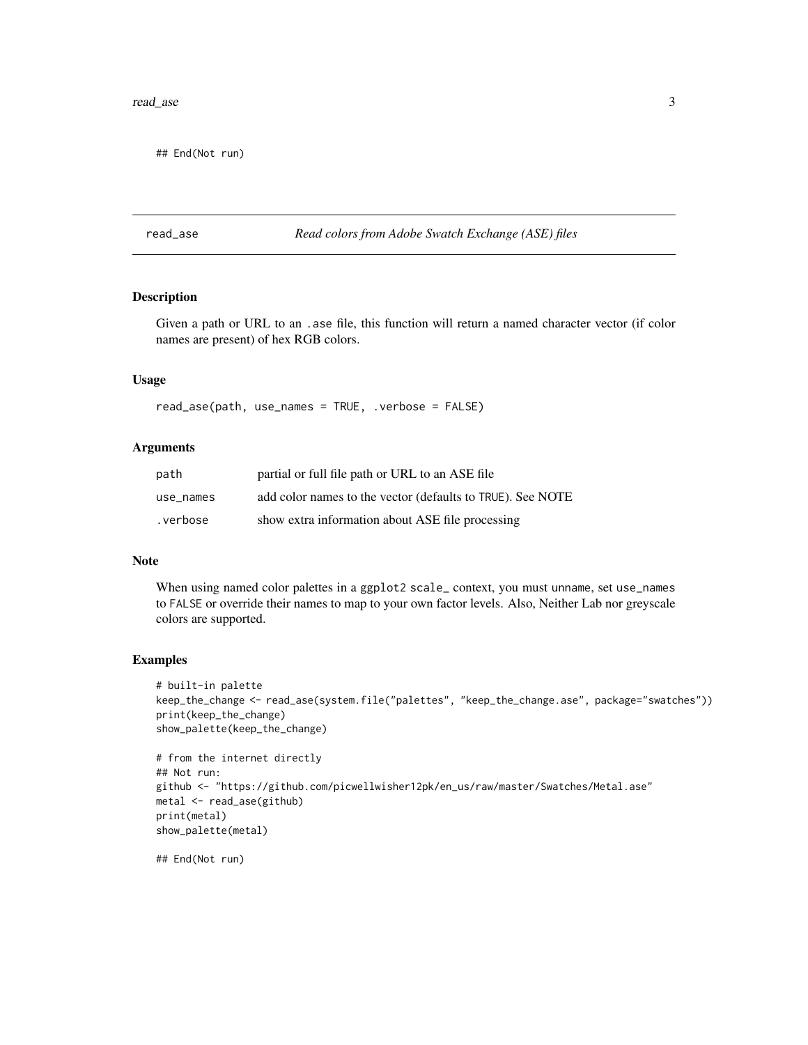```
## End(Not run)
```

## read_ase — *Read colors from Adobe Swatch Exchange (ASE) files*

### Description

Given a path or URL to an `.ase` file, this function will return a named character vector (if color names are present) of hex RGB colors.

### Usage

```
read_ase(path, use_names = TRUE, .verbose = FALSE)
```

### Arguments

| | |
|---|---|
| `path` | partial or full file path or URL to an ASE file |
| `use_names` | add color names to the vector (defaults to `TRUE`). See NOTE |
| `.verbose` | show extra information about ASE file processing |

### Note

When using named color palettes in a `ggplot2` `scale_` context, you must `unname`, set `use_names` to `FALSE` or override their names to map to your own factor levels. Also, Neither Lab nor greyscale colors are supported.

### Examples

```
# built-in palette
keep_the_change <- read_ase(system.file("palettes", "keep_the_change.ase", package="swatches"))
print(keep_the_change)
show_palette(keep_the_change)

# from the internet directly
## Not run:
github <- "https://github.com/picwellwisher12pk/en_us/raw/master/Swatches/Metal.ase"
metal <- read_ase(github)
print(metal)
show_palette(metal)

## End(Not run)
```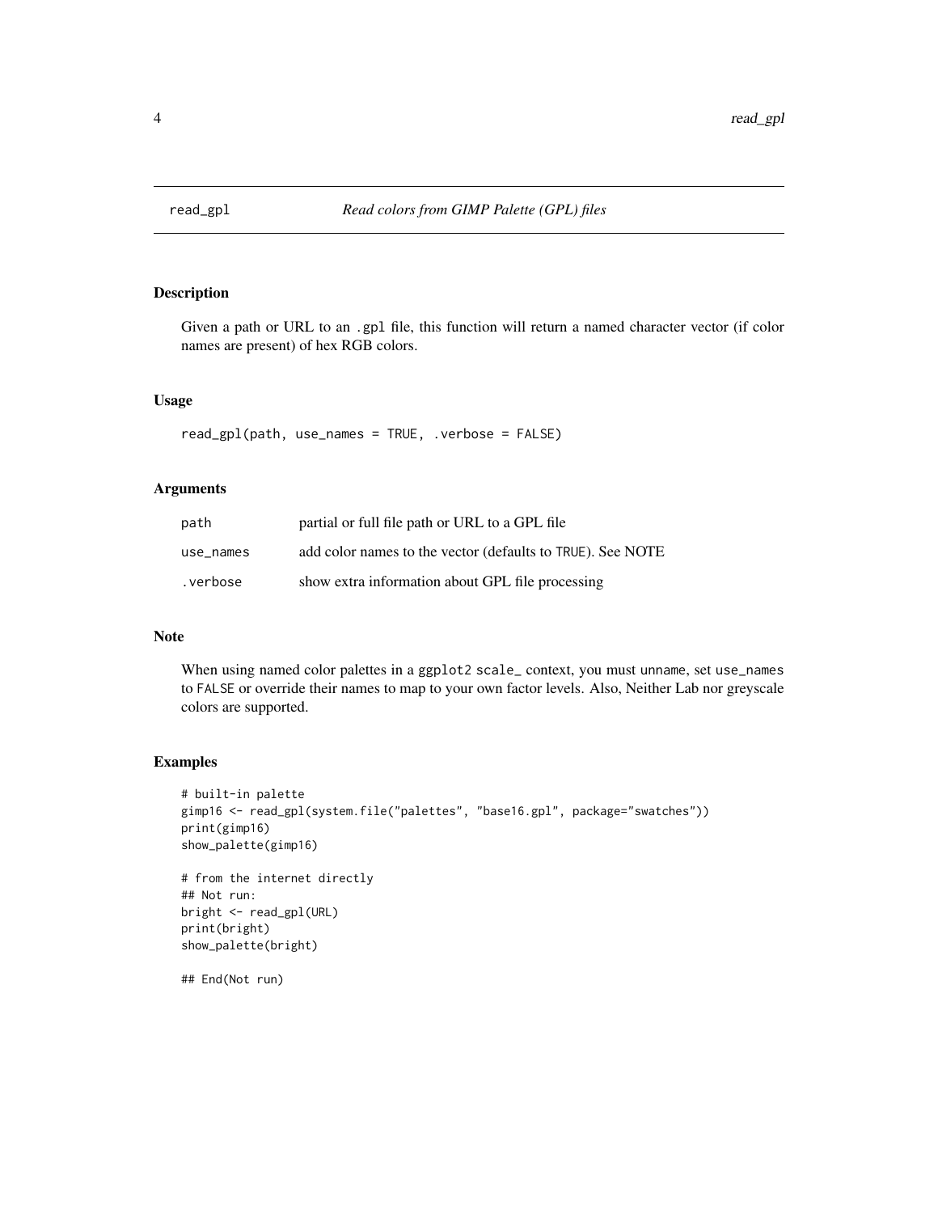# read_gpl — *Read colors from GIMP Palette (GPL) files*

## Description

Given a path or URL to an `.gpl` file, this function will return a named character vector (if color names are present) of hex RGB colors.

## Usage

```
read_gpl(path, use_names = TRUE, .verbose = FALSE)
```

## Arguments

| | |
|---|---|
| `path` | partial or full file path or URL to a GPL file |
| `use_names` | add color names to the vector (defaults to `TRUE`). See NOTE |
| `.verbose` | show extra information about GPL file processing |

## Note

When using named color palettes in a `ggplot2` `scale_` context, you must `unname`, set `use_names` to `FALSE` or override their names to map to your own factor levels. Also, Neither Lab nor greyscale colors are supported.

## Examples

```
# built-in palette
gimp16 <- read_gpl(system.file("palettes", "base16.gpl", package="swatches"))
print(gimp16)
show_palette(gimp16)

# from the internet directly
## Not run:
bright <- read_gpl(URL)
print(bright)
show_palette(bright)

## End(Not run)
```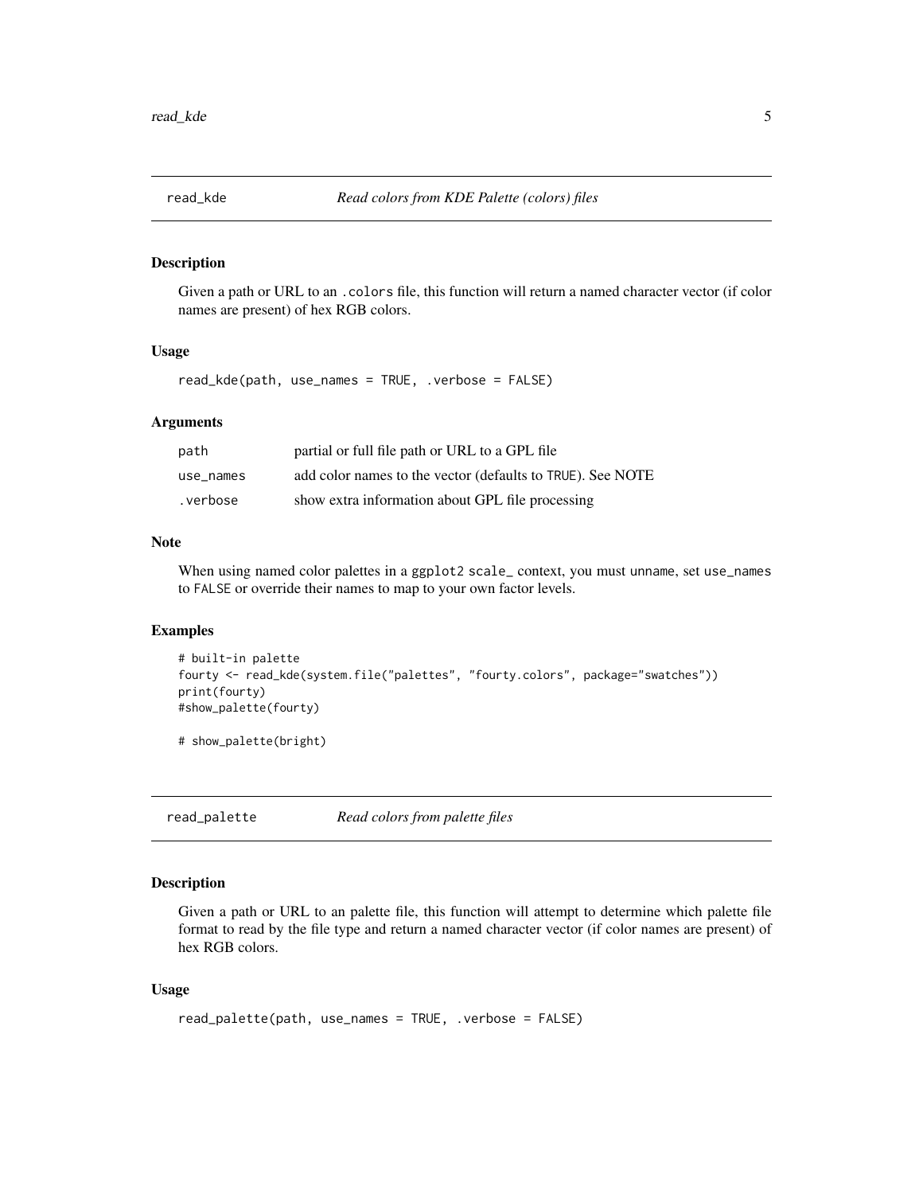## read_kde — *Read colors from KDE Palette (colors) files*

### Description

Given a path or URL to an `.colors` file, this function will return a named character vector (if color names are present) of hex RGB colors.

### Usage

```
read_kde(path, use_names = TRUE, .verbose = FALSE)
```

### Arguments

| | |
|---|---|
| `path` | partial or full file path or URL to a GPL file |
| `use_names` | add color names to the vector (defaults to `TRUE`). See NOTE |
| `.verbose` | show extra information about GPL file processing |

### Note

When using named color palettes in a `ggplot2` `scale_` context, you must `unname`, set `use_names` to `FALSE` or override their names to map to your own factor levels.

### Examples

```
# built-in palette
fourty <- read_kde(system.file("palettes", "fourty.colors", package="swatches"))
print(fourty)
#show_palette(fourty)

# show_palette(bright)
```

## read_palette — *Read colors from palette files*

### Description

Given a path or URL to an palette file, this function will attempt to determine which palette file format to read by the file type and return a named character vector (if color names are present) of hex RGB colors.

### Usage

```
read_palette(path, use_names = TRUE, .verbose = FALSE)
```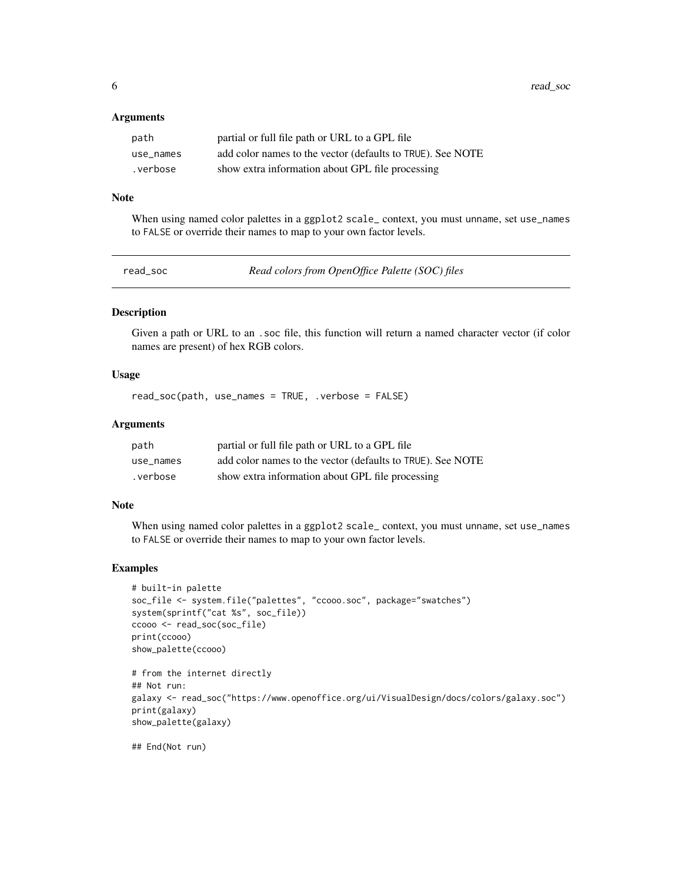### Arguments

| | |
|---|---|
| path | partial or full file path or URL to a GPL file |
| use_names | add color names to the vector (defaults to TRUE). See NOTE |
| .verbose | show extra information about GPL file processing |

### Note

When using named color palettes in a ggplot2 scale_ context, you must unname, set use_names to FALSE or override their names to map to your own factor levels.

## read_soc — *Read colors from OpenOffice Palette (SOC) files*

### Description

Given a path or URL to an .soc file, this function will return a named character vector (if color names are present) of hex RGB colors.

### Usage

```
read_soc(path, use_names = TRUE, .verbose = FALSE)
```

### Arguments

| | |
|---|---|
| path | partial or full file path or URL to a GPL file |
| use_names | add color names to the vector (defaults to TRUE). See NOTE |
| .verbose | show extra information about GPL file processing |

### Note

When using named color palettes in a ggplot2 scale_ context, you must unname, set use_names to FALSE or override their names to map to your own factor levels.

### Examples

```
# built-in palette
soc_file <- system.file("palettes", "ccooo.soc", package="swatches")
system(sprintf("cat %s", soc_file))
ccooo <- read_soc(soc_file)
print(ccooo)
show_palette(ccooo)

# from the internet directly
## Not run:
galaxy <- read_soc("https://www.openoffice.org/ui/VisualDesign/docs/colors/galaxy.soc")
print(galaxy)
show_palette(galaxy)

## End(Not run)
```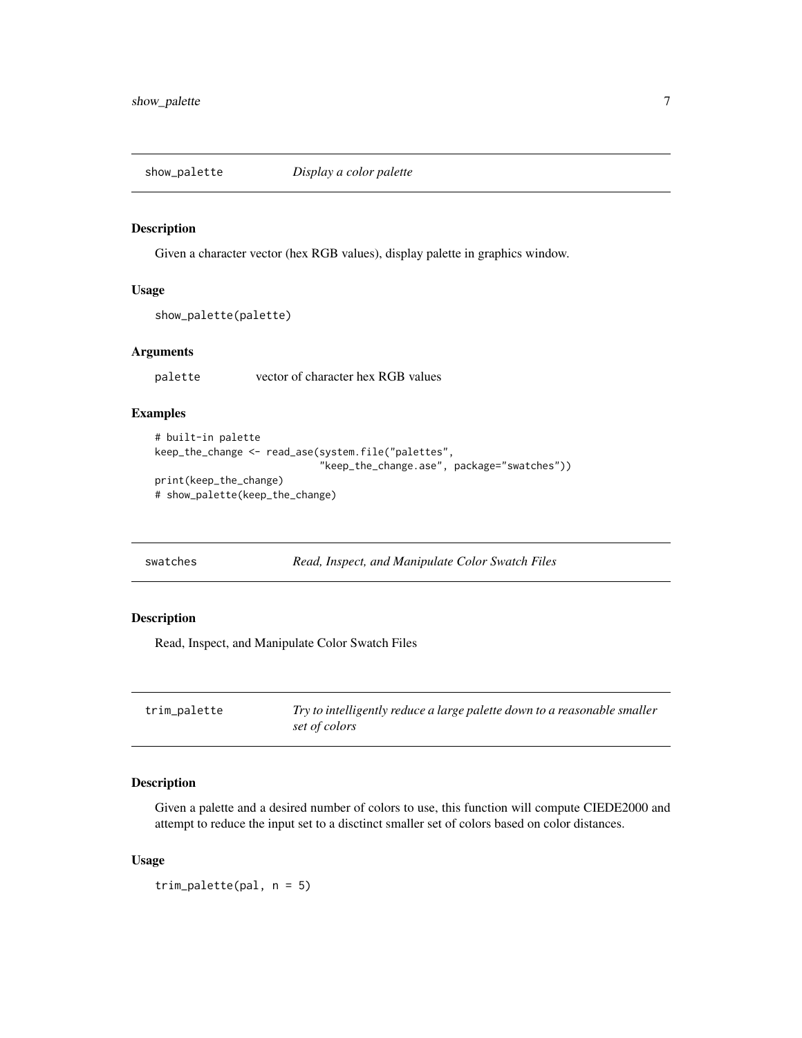## show_palette — *Display a color palette*

### Description

Given a character vector (hex RGB values), display palette in graphics window.

### Usage

```
show_palette(palette)
```

### Arguments

| | |
|---|---|
| palette | vector of character hex RGB values |

### Examples

```
# built-in palette
keep_the_change <- read_ase(system.file("palettes",
                            "keep_the_change.ase", package="swatches"))
print(keep_the_change)
# show_palette(keep_the_change)
```

## swatches — *Read, Inspect, and Manipulate Color Swatch Files*

### Description

Read, Inspect, and Manipulate Color Swatch Files

## trim_palette — *Try to intelligently reduce a large palette down to a reasonable smaller set of colors*

### Description

Given a palette and a desired number of colors to use, this function will compute CIEDE2000 and attempt to reduce the input set to a disctinct smaller set of colors based on color distances.

### Usage

```
trim_palette(pal, n = 5)
```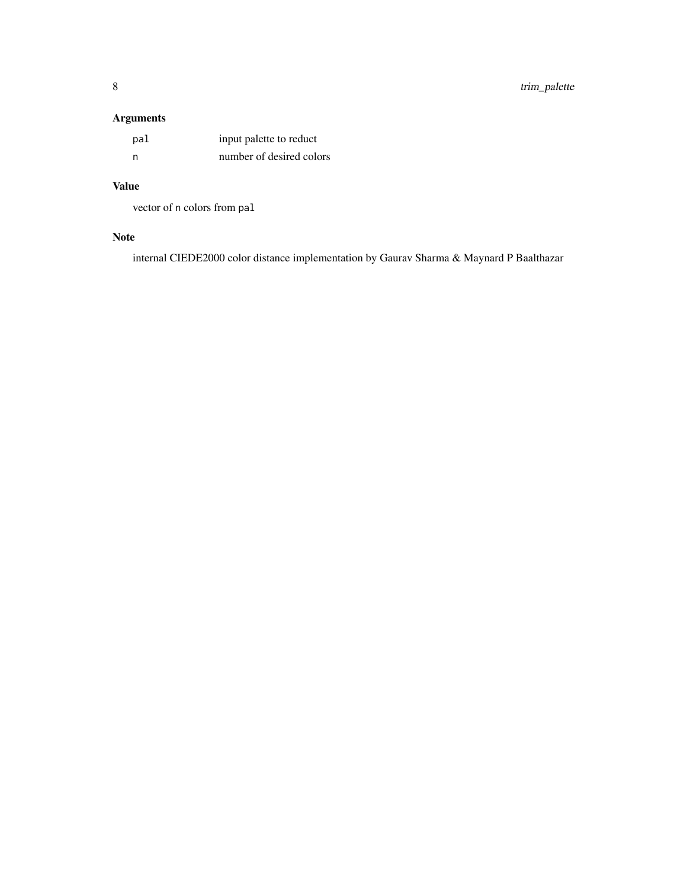## Arguments

| | |
|---|---|
| `pal` | input palette to reduct |
| `n` | number of desired colors |

## Value

vector of `n` colors from `pal`

## Note

internal CIEDE2000 color distance implementation by Gaurav Sharma & Maynard P Baalthazar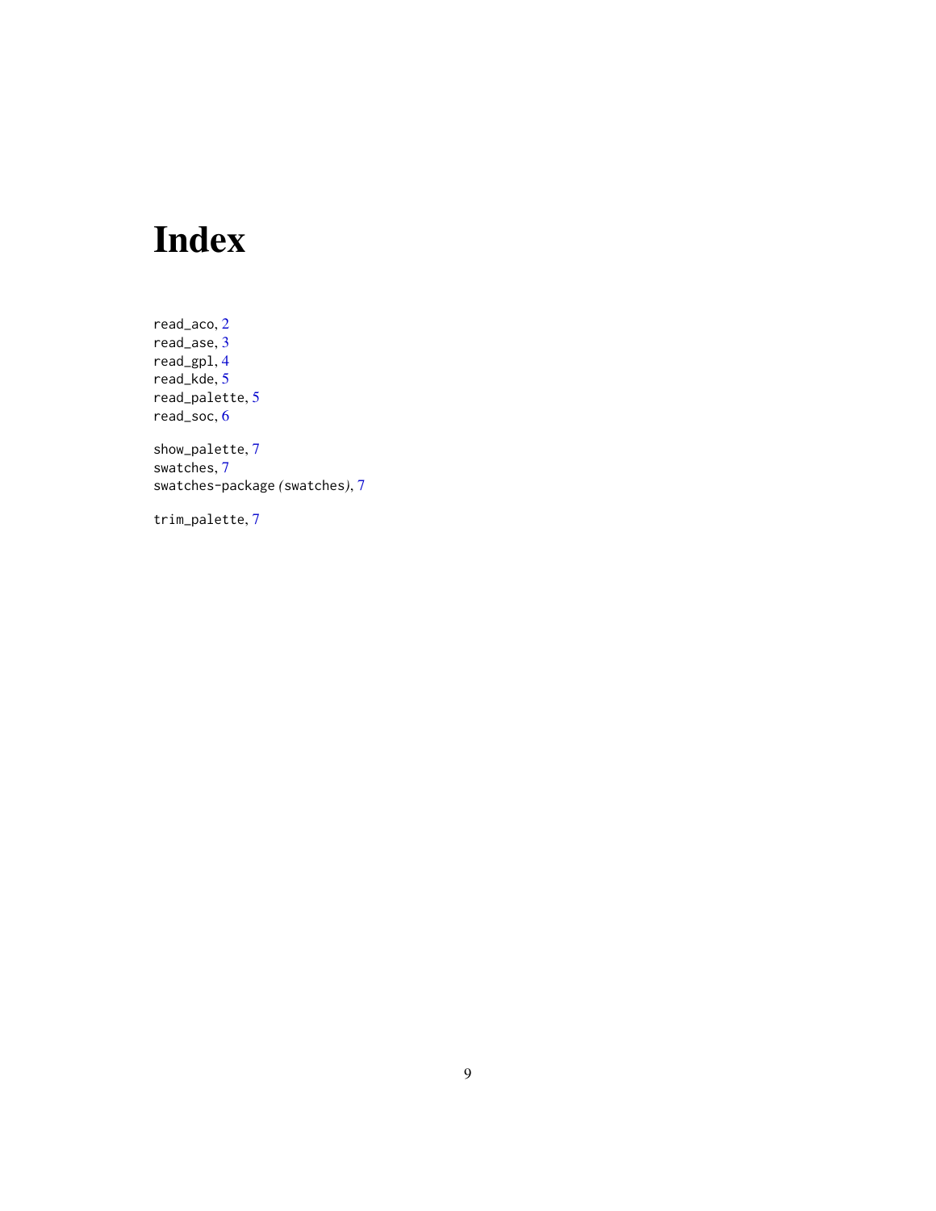# Index

read_aco, 2
read_ase, 3
read_gpl, 4
read_kde, 5
read_palette, 5
read_soc, 6

show_palette, 7
swatches, 7
swatches-package (swatches), 7

trim_palette, 7